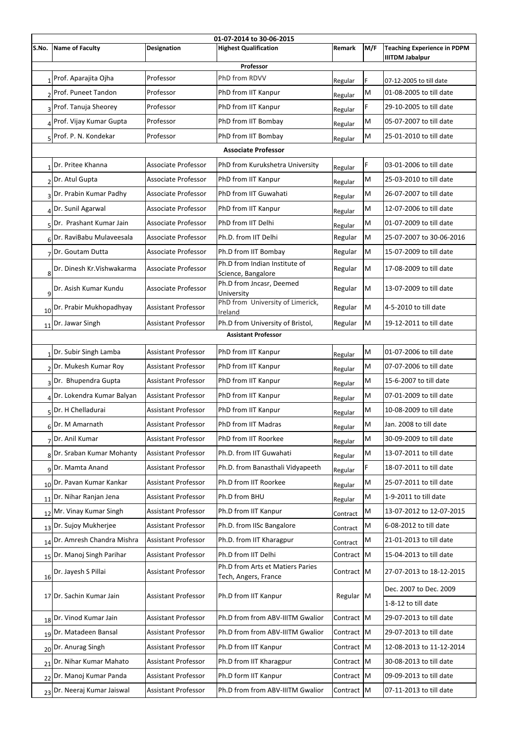| 01-07-2014 to 30-06-2015 | | | | | | |
|---|---|---|---|---|---|---|
| S.No. | Name of Faculty | Designation | Highest Qualification | Remark | M/F | Teaching Experience in PDPM IIITDM Jabalpur |
| | | | **Professor** | | | |
| 1 | Prof. Aparajita Ojha | Professor | PhD from RDVV | Regular | F | 07-12-2005 to till date |
| 2 | Prof. Puneet Tandon | Professor | PhD from IIT Kanpur | Regular | M | 01-08-2005 to till date |
| 3 | Prof. Tanuja Sheorey | Professor | PhD from IIT Kanpur | Regular | F | 29-10-2005 to till date |
| 4 | Prof. Vijay Kumar Gupta | Professor | PhD from IIT Bombay | Regular | M | 05-07-2007 to till date |
| 5 | Prof. P. N. Kondekar | Professor | PhD from IIT Bombay | Regular | M | 25-01-2010 to till date |
| | | | **Associate Professor** | | | |
| 1 | Dr. Pritee Khanna | Associate Professor | PhD from Kurukshetra University | Regular | F | 03-01-2006 to till date |
| 2 | Dr. Atul Gupta | Associate Professor | PhD from IIT Kanpur | Regular | M | 25-03-2010 to till date |
| 3 | Dr. Prabin Kumar Padhy | Associate Professor | PhD from IIT Guwahati | Regular | M | 26-07-2007 to till date |
| 4 | Dr. Sunil Agarwal | Associate Professor | PhD from IIT Kanpur | Regular | M | 12-07-2006 to till date |
| 5 | Dr. Prashant Kumar Jain | Associate Professor | PhD from IIT Delhi | Regular | M | 01-07-2009 to till date |
| 6 | Dr. RaviBabu Mulaveesala | Associate Professor | Ph.D. from IIT Delhi | Regular | M | 25-07-2007 to 30-06-2016 |
| 7 | Dr. Goutam Dutta | Associate Professor | Ph.D from IIT Bombay | Regular | M | 15-07-2009 to till date |
| 8 | Dr. Dinesh Kr.Vishwakarma | Associate Professor | Ph.D from Indian Institute of Science, Bangalore | Regular | M | 17-08-2009 to till date |
| 9 | Dr. Asish Kumar Kundu | Associate Professor | Ph.D from Jncasr, Deemed University | Regular | M | 13-07-2009 to till date |
| 10 | Dr. Prabir Mukhopadhyay | Assistant Professor | PhD from University of Limerick, Ireland | Regular | M | 4-5-2010 to till date |
| 11 | Dr. Jawar Singh | Assistant Professor | Ph.D from University of Bristol, | Regular | M | 19-12-2011 to till date |
| | | | **Assistant Professor** | | | |
| 1 | Dr. Subir Singh Lamba | Assistant Professor | PhD from IIT Kanpur | Regular | M | 01-07-2006 to till date |
| 2 | Dr. Mukesh Kumar Roy | Assistant Professor | PhD from IIT Kanpur | Regular | M | 07-07-2006 to till date |
| 3 | Dr. Bhupendra Gupta | Assistant Professor | PhD from IIT Kanpur | Regular | M | 15-6-2007 to till date |
| 4 | Dr. Lokendra Kumar Balyan | Assistant Professor | PhD from IIT Kanpur | Regular | M | 07-01-2009 to till date |
| 5 | Dr. H Chelladurai | Assistant Professor | PhD from IIT Kanpur | Regular | M | 10-08-2009 to till date |
| 6 | Dr. M Amarnath | Assistant Professor | PhD from IIT Madras | Regular | M | Jan. 2008 to till date |
| 7 | Dr. Anil Kumar | Assistant Professor | PhD from IIT Roorkee | Regular | M | 30-09-2009 to till date |
| 8 | Dr. Sraban Kumar Mohanty | Assistant Professor | Ph.D. from IIT Guwahati | Regular | M | 13-07-2011 to till date |
| 9 | Dr. Mamta Anand | Assistant Professor | Ph.D. from Banasthali Vidyapeeth | Regular | F | 18-07-2011 to till date |
| 10 | Dr. Pavan Kumar Kankar | Assistant Professor | Ph.D from IIT Roorkee | Regular | M | 25-07-2011 to till date |
| 11 | Dr. Nihar Ranjan Jena | Assistant Professor | Ph.D from BHU | Regular | M | 1-9-2011 to till date |
| 12 | Mr. Vinay Kumar Singh | Assistant Professor | Ph.D from IIT Kanpur | Contract | M | 13-07-2012 to 12-07-2015 |
| 13 | Dr. Sujoy Mukherjee | Assistant Professor | Ph.D. from IISc Bangalore | Contract | M | 6-08-2012 to till date |
| 14 | Dr. Amresh Chandra Mishra | Assistant Professor | Ph.D. from IIT Kharagpur | Contract | M | 21-01-2013 to till date |
| 15 | Dr. Manoj Singh Parihar | Assistant Professor | Ph.D from IIT Delhi | Contract | M | 15-04-2013 to till date |
| 16 | Dr. Jayesh S Pillai | Assistant Professor | Ph.D from Arts et Matiers Paries Tech, Angers, France | Contract | M | 27-07-2013 to 18-12-2015 |
| 17 | Dr. Sachin Kumar Jain | Assistant Professor | Ph.D from IIT Kanpur | Regular | M | Dec. 2007 to Dec. 2009<br>1-8-12 to till date |
| 18 | Dr. Vinod Kumar Jain | Assistant Professor | Ph.D from from ABV-IIITM Gwalior | Contract | M | 29-07-2013 to till date |
| 19 | Dr. Matadeen Bansal | Assistant Professor | Ph.D from from ABV-IIITM Gwalior | Contract | M | 29-07-2013 to till date |
| 20 | Dr. Anurag Singh | Assistant Professor | Ph.D from IIT Kanpur | Contract | M | 12-08-2013 to 11-12-2014 |
| 21 | Dr. Nihar Kumar Mahato | Assistant Professor | Ph.D from IIT Kharagpur | Contract | M | 30-08-2013 to till date |
| 22 | Dr. Manoj Kumar Panda | Assistant Professor | Ph.D form IIT Kanpur | Contract | M | 09-09-2013 to till date |
| 23 | Dr. Neeraj Kumar Jaiswal | Assistant Professor | Ph.D from from ABV-IIITM Gwalior | Contract | M | 07-11-2013 to till date |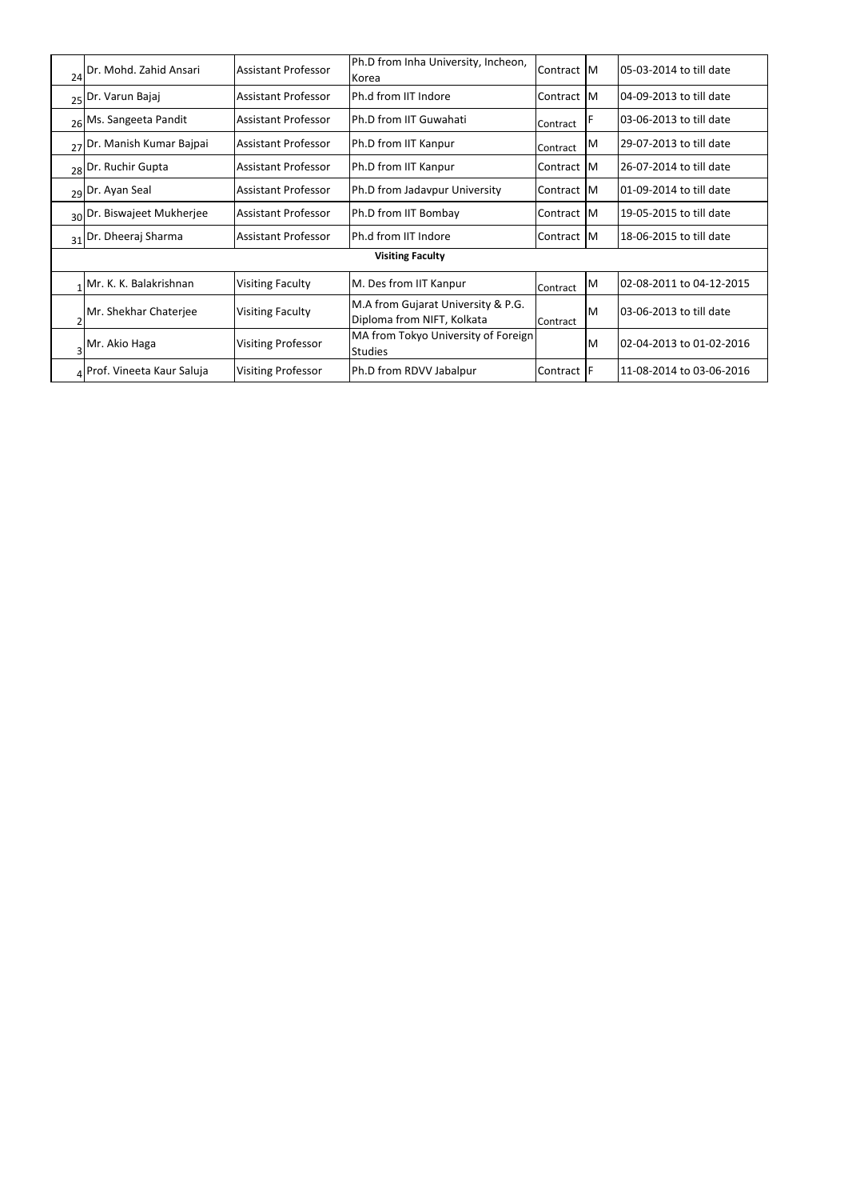| | | | | | | |
|---|---|---|---|---|---|---|
| 24 | Dr. Mohd. Zahid Ansari | Assistant Professor | Ph.D from Inha University, Incheon, Korea | Contract | M | 05-03-2014 to till date |
| 25 | Dr. Varun Bajaj | Assistant Professor | Ph.d from IIT Indore | Contract | M | 04-09-2013 to till date |
| 26 | Ms. Sangeeta Pandit | Assistant Professor | Ph.D from IIT Guwahati | Contract | F | 03-06-2013 to till date |
| 27 | Dr. Manish Kumar Bajpai | Assistant Professor | Ph.D from IIT Kanpur | Contract | M | 29-07-2013 to till date |
| 28 | Dr. Ruchir Gupta | Assistant Professor | Ph.D from IIT Kanpur | Contract | M | 26-07-2014 to till date |
| 29 | Dr. Ayan Seal | Assistant Professor | Ph.D from Jadavpur University | Contract | M | 01-09-2014 to till date |
| 30 | Dr. Biswajeet Mukherjee | Assistant Professor | Ph.D from IIT Bombay | Contract | M | 19-05-2015 to till date |
| 31 | Dr. Dheeraj Sharma | Assistant Professor | Ph.d from IIT Indore | Contract | M | 18-06-2015 to till date |
| **Visiting Faculty** | | | | | | |
| 1 | Mr. K. K. Balakrishnan | Visiting Faculty | M. Des from IIT Kanpur | Contract | M | 02-08-2011 to 04-12-2015 |
| 2 | Mr. Shekhar Chaterjee | Visiting Faculty | M.A from Gujarat University & P.G. Diploma from NIFT, Kolkata | Contract | M | 03-06-2013 to till date |
| 3 | Mr. Akio Haga | Visiting Professor | MA from Tokyo University of Foreign Studies | | M | 02-04-2013 to 01-02-2016 |
| 4 | Prof. Vineeta Kaur Saluja | Visiting Professor | Ph.D from RDVV Jabalpur | Contract | F | 11-08-2014 to 03-06-2016 |